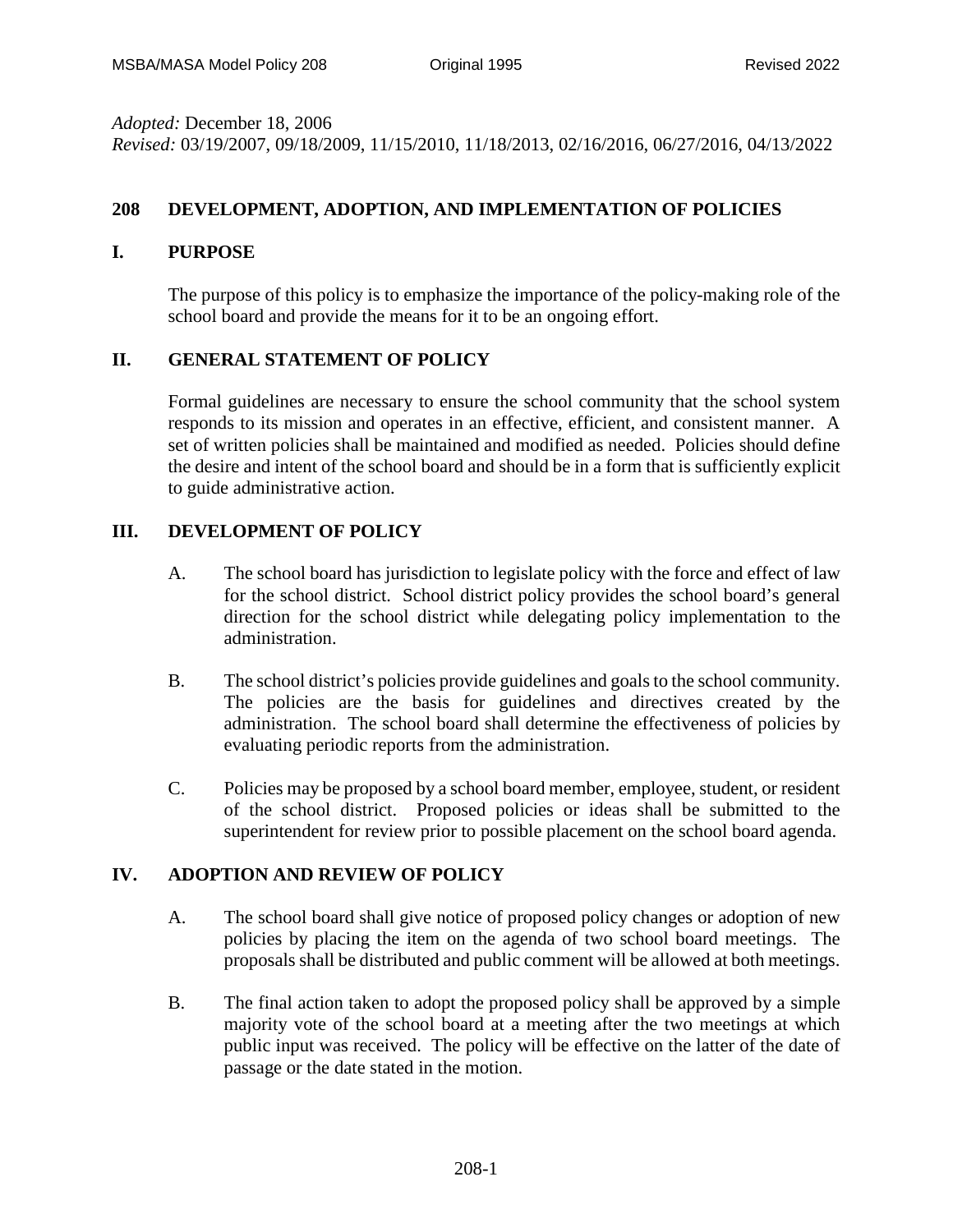*Adopted:* December 18, 2006
*Revised:* 03/19/2007, 09/18/2009, 11/15/2010, 11/18/2013, 02/16/2016, 06/27/2016, 04/13/2022

# 208 DEVELOPMENT, ADOPTION, AND IMPLEMENTATION OF POLICIES

## I. PURPOSE

The purpose of this policy is to emphasize the importance of the policy-making role of the school board and provide the means for it to be an ongoing effort.

## II. GENERAL STATEMENT OF POLICY

Formal guidelines are necessary to ensure the school community that the school system responds to its mission and operates in an effective, efficient, and consistent manner. A set of written policies shall be maintained and modified as needed. Policies should define the desire and intent of the school board and should be in a form that is sufficiently explicit to guide administrative action.

## III. DEVELOPMENT OF POLICY

A. The school board has jurisdiction to legislate policy with the force and effect of law for the school district. School district policy provides the school board's general direction for the school district while delegating policy implementation to the administration.

B. The school district's policies provide guidelines and goals to the school community. The policies are the basis for guidelines and directives created by the administration. The school board shall determine the effectiveness of policies by evaluating periodic reports from the administration.

C. Policies may be proposed by a school board member, employee, student, or resident of the school district. Proposed policies or ideas shall be submitted to the superintendent for review prior to possible placement on the school board agenda.

## IV. ADOPTION AND REVIEW OF POLICY

A. The school board shall give notice of proposed policy changes or adoption of new policies by placing the item on the agenda of two school board meetings. The proposals shall be distributed and public comment will be allowed at both meetings.

B. The final action taken to adopt the proposed policy shall be approved by a simple majority vote of the school board at a meeting after the two meetings at which public input was received. The policy will be effective on the latter of the date of passage or the date stated in the motion.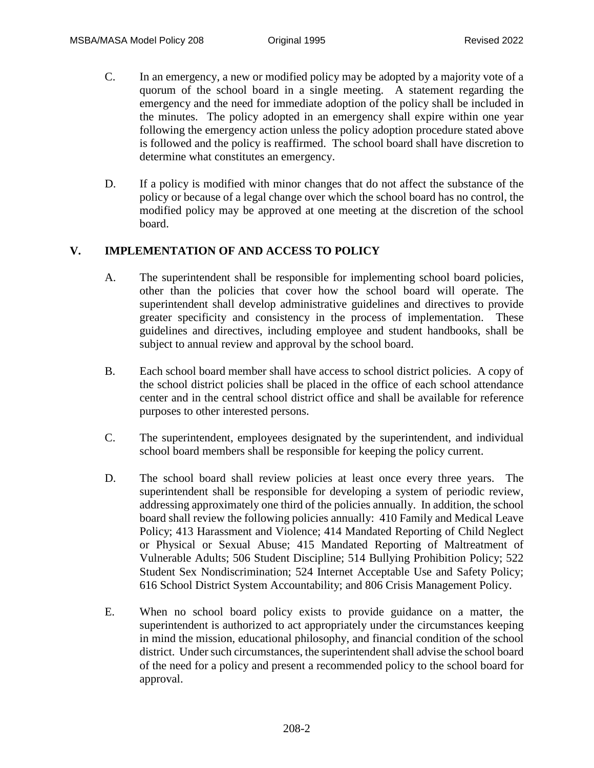C. In an emergency, a new or modified policy may be adopted by a majority vote of a quorum of the school board in a single meeting. A statement regarding the emergency and the need for immediate adoption of the policy shall be included in the minutes. The policy adopted in an emergency shall expire within one year following the emergency action unless the policy adoption procedure stated above is followed and the policy is reaffirmed. The school board shall have discretion to determine what constitutes an emergency.

D. If a policy is modified with minor changes that do not affect the substance of the policy or because of a legal change over which the school board has no control, the modified policy may be approved at one meeting at the discretion of the school board.

## V. IMPLEMENTATION OF AND ACCESS TO POLICY

A. The superintendent shall be responsible for implementing school board policies, other than the policies that cover how the school board will operate. The superintendent shall develop administrative guidelines and directives to provide greater specificity and consistency in the process of implementation. These guidelines and directives, including employee and student handbooks, shall be subject to annual review and approval by the school board.

B. Each school board member shall have access to school district policies. A copy of the school district policies shall be placed in the office of each school attendance center and in the central school district office and shall be available for reference purposes to other interested persons.

C. The superintendent, employees designated by the superintendent, and individual school board members shall be responsible for keeping the policy current.

D. The school board shall review policies at least once every three years. The superintendent shall be responsible for developing a system of periodic review, addressing approximately one third of the policies annually. In addition, the school board shall review the following policies annually: 410 Family and Medical Leave Policy; 413 Harassment and Violence; 414 Mandated Reporting of Child Neglect or Physical or Sexual Abuse; 415 Mandated Reporting of Maltreatment of Vulnerable Adults; 506 Student Discipline; 514 Bullying Prohibition Policy; 522 Student Sex Nondiscrimination; 524 Internet Acceptable Use and Safety Policy; 616 School District System Accountability; and 806 Crisis Management Policy.

E. When no school board policy exists to provide guidance on a matter, the superintendent is authorized to act appropriately under the circumstances keeping in mind the mission, educational philosophy, and financial condition of the school district. Under such circumstances, the superintendent shall advise the school board of the need for a policy and present a recommended policy to the school board for approval.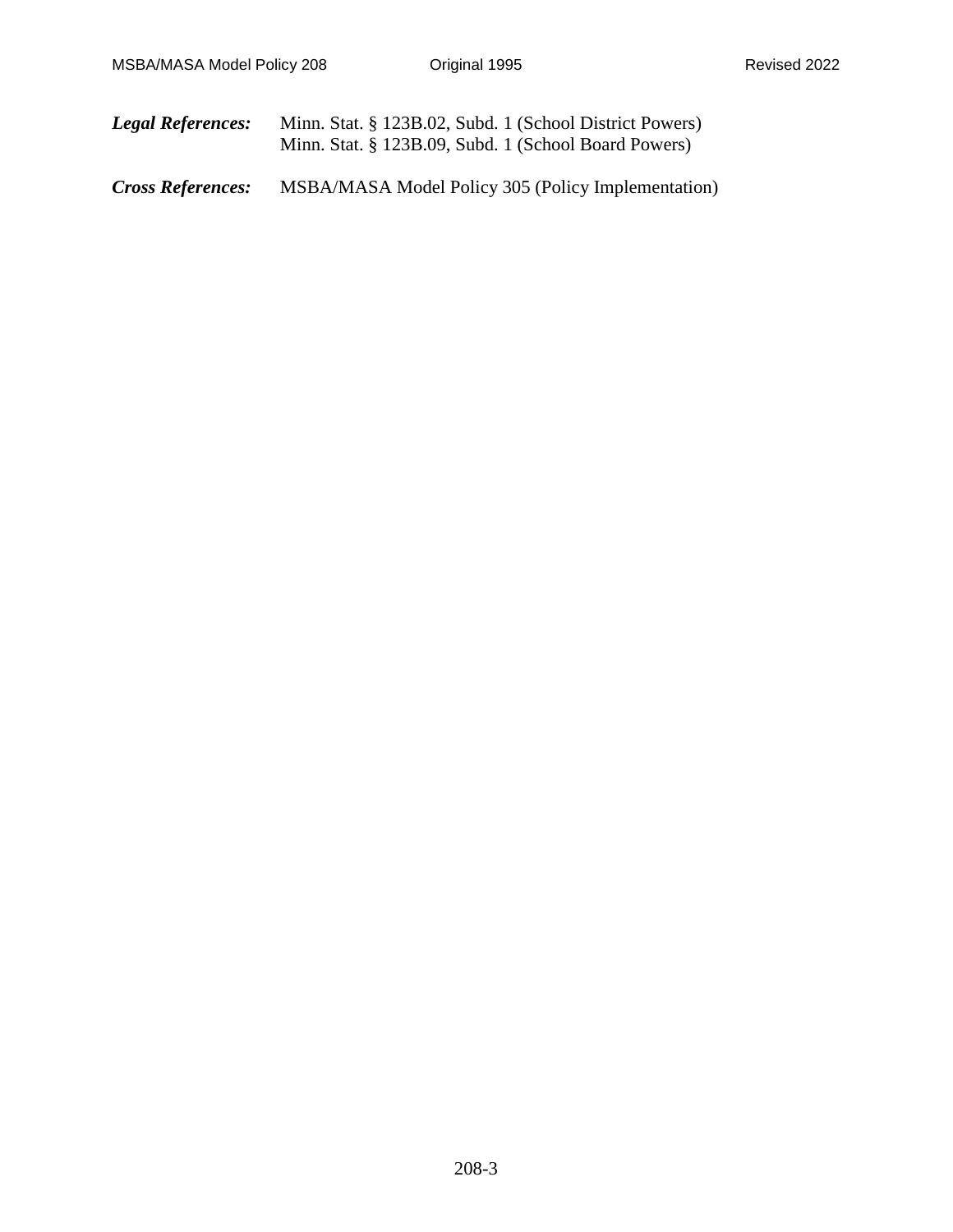***Legal References:*** Minn. Stat. § 123B.02, Subd. 1 (School District Powers)
Minn. Stat. § 123B.09, Subd. 1 (School Board Powers)

***Cross References:*** MSBA/MASA Model Policy 305 (Policy Implementation)